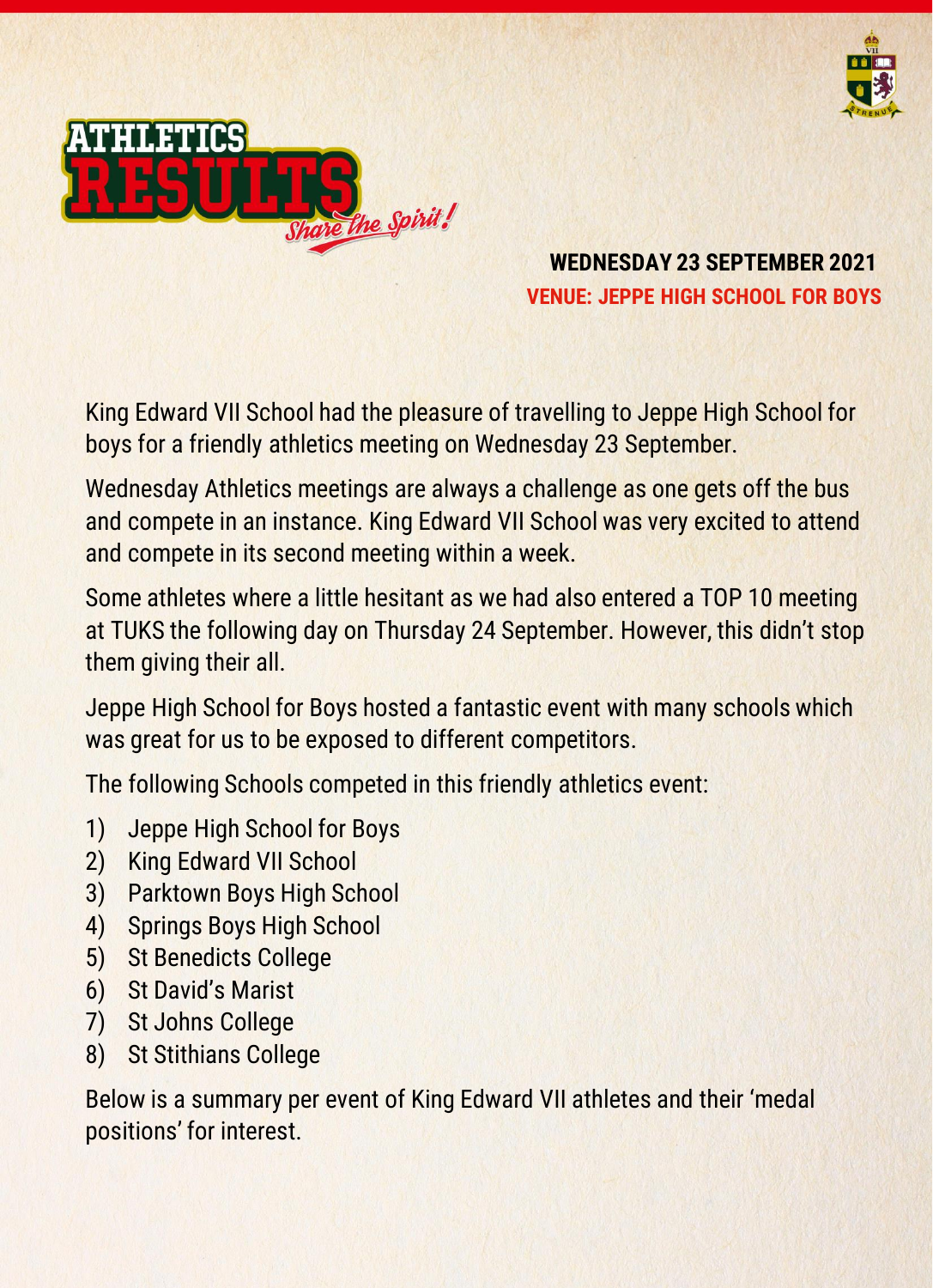# ATHLETICS RESULTS

*Share the Spirit!*

**WEDNESDAY 23 SEPTEMBER 2021**

**VENUE: JEPPE HIGH SCHOOL FOR BOYS**

King Edward VII School had the pleasure of travelling to Jeppe High School for boys for a friendly athletics meeting on Wednesday 23 September.

Wednesday Athletics meetings are always a challenge as one gets off the bus and compete in an instance. King Edward VII School was very excited to attend and compete in its second meeting within a week.

Some athletes where a little hesitant as we had also entered a TOP 10 meeting at TUKS the following day on Thursday 24 September. However, this didn't stop them giving their all.

Jeppe High School for Boys hosted a fantastic event with many schools which was great for us to be exposed to different competitors.

The following Schools competed in this friendly athletics event:

1) Jeppe High School for Boys
2) King Edward VII School
3) Parktown Boys High School
4) Springs Boys High School
5) St Benedicts College
6) St David's Marist
7) St Johns College
8) St Stithians College

Below is a summary per event of King Edward VII athletes and their 'medal positions' for interest.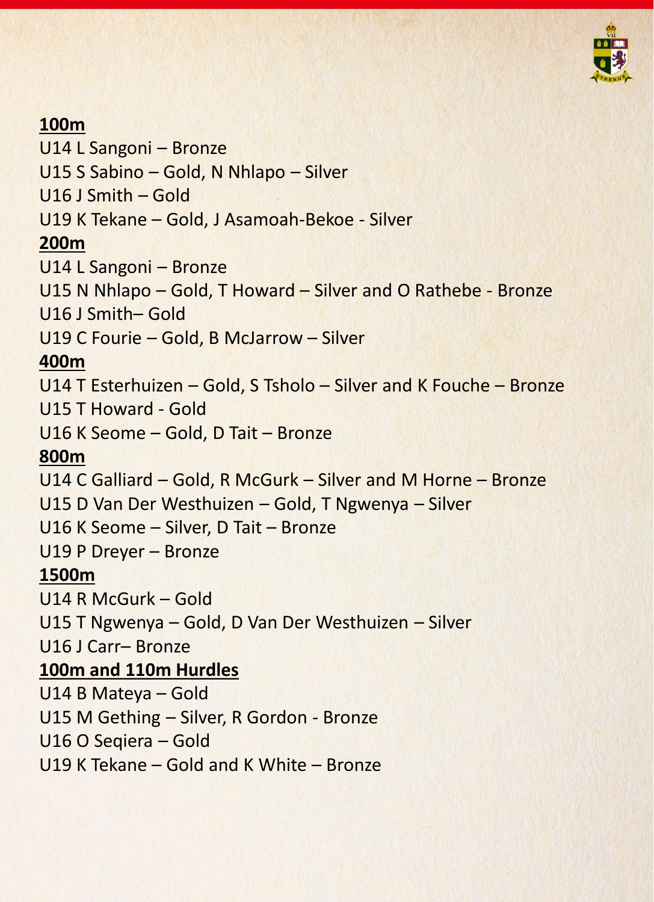**100m**

U14 L Sangoni – Bronze

U15 S Sabino – Gold, N Nhlapo – Silver

U16 J Smith – Gold

U19 K Tekane – Gold, J Asamoah-Bekoe - Silver

**200m**

U14 L Sangoni – Bronze

U15 N Nhlapo – Gold, T Howard – Silver and O Rathebe - Bronze

U16 J Smith– Gold

U19 C Fourie – Gold, B McJarrow – Silver

**400m**

U14 T Esterhuizen – Gold, S Tsholo – Silver and K Fouche – Bronze

U15 T Howard - Gold

U16 K Seome – Gold, D Tait – Bronze

**800m**

U14 C Galliard – Gold, R McGurk – Silver and M Horne – Bronze

U15 D Van Der Westhuizen – Gold, T Ngwenya – Silver

U16 K Seome – Silver, D Tait – Bronze

U19 P Dreyer – Bronze

**1500m**

U14 R McGurk – Gold

U15 T Ngwenya – Gold, D Van Der Westhuizen – Silver

U16 J Carr– Bronze

**100m and 110m Hurdles**

U14 B Mateya – Gold

U15 M Gething – Silver, R Gordon - Bronze

U16 O Seqiera – Gold

U19 K Tekane – Gold and K White – Bronze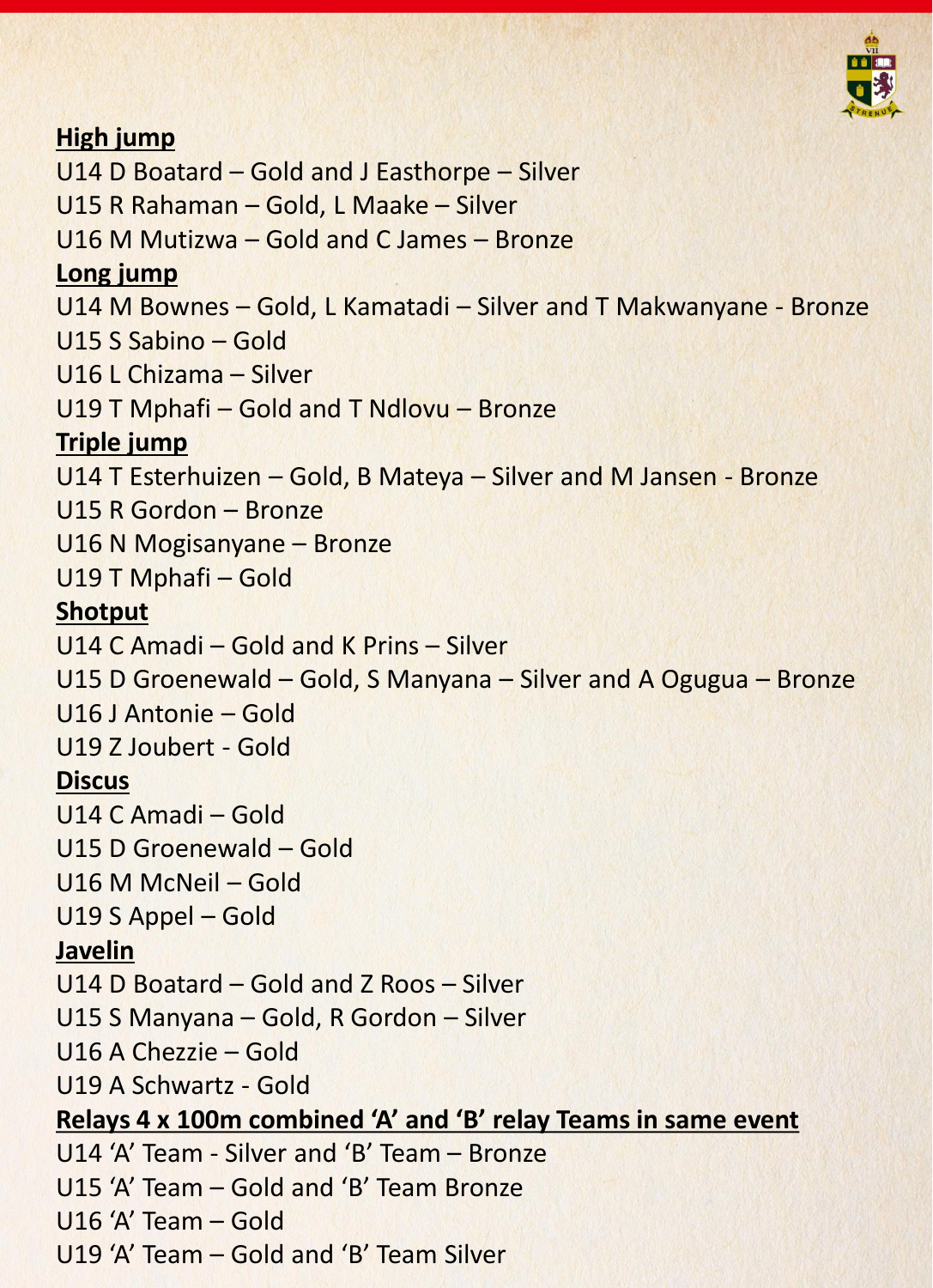**High jump**

U14 D Boatard – Gold and J Easthorpe – Silver
U15 R Rahaman – Gold, L Maake – Silver
U16 M Mutizwa – Gold and C James – Bronze

**Long jump**

U14 M Bownes – Gold, L Kamatadi – Silver and T Makwanyane - Bronze
U15 S Sabino – Gold
U16 L Chizama – Silver
U19 T Mphafi – Gold and T Ndlovu – Bronze

**Triple jump**

U14 T Esterhuizen – Gold, B Mateya – Silver and M Jansen - Bronze
U15 R Gordon – Bronze
U16 N Mogisanyane – Bronze
U19 T Mphafi – Gold

**Shotput**

U14 C Amadi – Gold and K Prins – Silver
U15 D Groenewald – Gold, S Manyana – Silver and A Ogugua – Bronze
U16 J Antonie – Gold
U19 Z Joubert - Gold

**Discus**

U14 C Amadi – Gold
U15 D Groenewald – Gold
U16 M McNeil – Gold
U19 S Appel – Gold

**Javelin**

U14 D Boatard – Gold and Z Roos – Silver
U15 S Manyana – Gold, R Gordon – Silver
U16 A Chezzie – Gold
U19 A Schwartz - Gold

**Relays 4 x 100m combined 'A' and 'B' relay Teams in same event**

U14 'A' Team - Silver and 'B' Team – Bronze
U15 'A' Team – Gold and 'B' Team Bronze
U16 'A' Team – Gold
U19 'A' Team – Gold and 'B' Team Silver